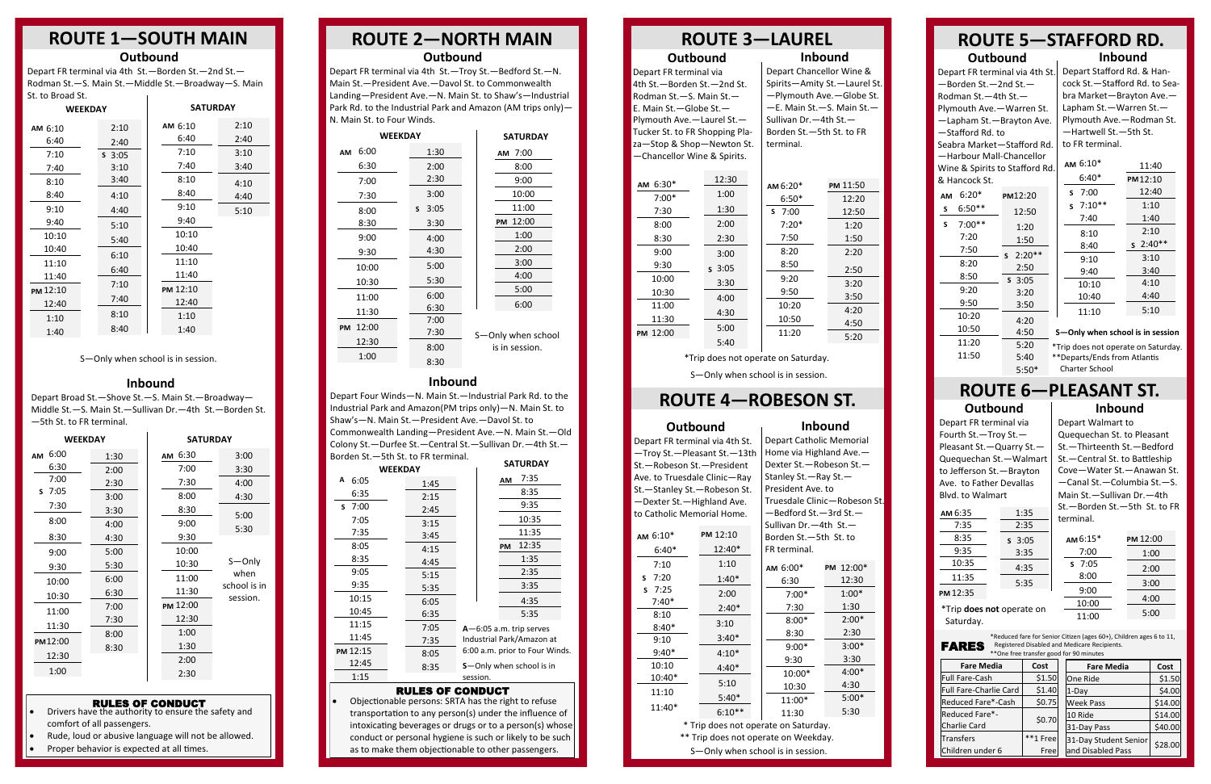# ROUTE 1—SOUTH MAIN

## Outbound

Depart FR terminal via 4th St.—Borden St.—2nd St.—Rodman St.—S. Main St.—Middle St.—Broadway—S. Main St. to Broad St.

| WEEKDAY | | SATURDAY | |
|---|---|---|---|
| AM 6:10 | 2:10 | AM 6:10 | 2:10 |
| 6:40 | 2:40 | 6:40 | 2:40 |
| 7:10 | S 3:05 | 7:10 | 3:10 |
| 7:40 | 3:10 | 7:40 | 3:40 |
| 8:10 | 3:40 | 8:10 | 4:10 |
| 8:40 | 4:10 | 8:40 | 4:40 |
| 9:10 | 4:40 | 9:10 | 5:10 |
| 9:40 | 5:10 | 9:40 | |
| 10:10 | 5:40 | 10:10 | |
| 10:40 | 6:10 | 10:40 | |
| 11:10 | 6:40 | 11:10 | |
| 11:40 | 7:10 | 11:40 | |
| PM 12:10 | 7:40 | PM 12:10 | |
| 12:40 | 8:10 | 12:40 | |
| 1:10 | 8:40 | 1:10 | |
| 1:40 | | 1:40 | |

S—Only when school is in session.

## Inbound

Depart Broad St.—Shove St.—S. Main St.—Broadway—Middle St.—S. Main St.—Sullivan Dr.—4th St.—Borden St.—5th St. to FR terminal.

| WEEKDAY | | SATURDAY | |
|---|---|---|---|
| AM 6:00 | 1:30 | AM 6:30 | 3:00 |
| 6:30 | 2:00 | 7:00 | 3:30 |
| 7:00 | 2:30 | 7:30 | 4:00 |
| S 7:05 | 3:00 | 8:00 | 4:30 |
| 7:30 | 3:30 | 8:30 | 5:00 |
| 8:00 | 4:00 | 9:00 | 5:30 |
| 8:30 | 4:30 | 9:30 | |
| 9:00 | 5:00 | 10:00 | |
| 9:30 | 5:30 | 10:30 | |
| 10:00 | 6:00 | 11:00 | |
| 10:30 | 6:30 | 11:30 | |
| 11:00 | 7:00 | PM 12:00 | |
| 11:30 | 7:30 | 12:30 | |
| PM 12:00 | 8:00 | 1:00 | |
| 12:30 | 8:30 | 1:30 | |
| 1:00 | | 2:00 | |
| | | 2:30 | |

S—Only when school is in session.

### RULES OF CONDUCT

- Drivers have the authority to ensure the safety and comfort of all passengers.
- Rude, loud or abusive language will not be allowed.
- Proper behavior is expected at all times.

# ROUTE 2—NORTH MAIN

## Outbound

Depart FR terminal via 4th St.—Troy St.—Bedford St.—N. Main St.—President Ave.—Davol St. to Commonwealth Landing—President Ave.—N. Main St. to Shaw's—Industrial Park Rd. to the Industrial Park and Amazon (AM trips only)—N. Main St. to Four Winds.

| WEEKDAY | | SATURDAY |
|---|---|---|
| AM 6:00 | 1:30 | AM 7:00 |
| 6:30 | 2:00 | 8:00 |
| 7:00 | 2:30 | 9:00 |
| 7:30 | 3:00 | 10:00 |
| 8:00 | S 3:05 | 11:00 |
| 8:30 | 3:30 | PM 12:00 |
| 9:00 | 4:00 | 1:00 |
| 9:30 | 4:30 | 2:00 |
| 10:00 | 5:00 | 3:00 |
| 10:30 | 5:30 | 4:00 |
| 11:00 | 6:00 | 5:00 |
| 11:30 | 6:30 | 6:00 |
| PM 12:00 | 7:00 | |
| 12:30 | 7:30 | |
| 1:00 | 8:00 | |
| | 8:30 | |

S—Only when school is in session.

## Inbound

Depart Four Winds—N. Main St.—Industrial Park Rd. to the Industrial Park and Amazon(PM trips only)—N. Main St. to Shaw's—N. Main St.—President Ave.—Davol St. to Commonwealth Landing—President Ave.—N. Main St.—Old Colony St.—Durfee St.—Central St.—Sullivan Dr.—4th St.—Borden St.—5th St. to FR terminal.

| WEEKDAY | | SATURDAY |
|---|---|---|
| A 6:05 | 1:45 | AM 7:35 |
| 6:35 | 2:15 | 8:35 |
| S 7:00 | 2:45 | 9:35 |
| 7:05 | 3:15 | 10:35 |
| 7:35 | 3:45 | 11:35 |
| 8:05 | 4:15 | PM 12:35 |
| 8:35 | 4:45 | 1:35 |
| 9:05 | 5:15 | 2:35 |
| 9:35 | 5:35 | 3:35 |
| 10:15 | 6:05 | 4:35 |
| 10:45 | 6:35 | 5:35 |
| 11:15 | 7:05 | |
| 11:45 | 7:35 | |
| PM 12:15 | 8:05 | |
| 12:45 | 8:35 | |
| 1:15 | | |

A—6:05 a.m. trip serves Industrial Park/Amazon at 6:00 a.m. prior to Four Winds.

S—Only when school is in session.

### RULES OF CONDUCT

- Objectionable persons: SRTA has the right to refuse transportation to any person(s) under the influence of intoxicating beverages or drugs or to a person(s) whose conduct or personal hygiene is such or likely to be such as to make them objectionable to other passengers.

# ROUTE 3—LAUREL

## Outbound

Depart FR terminal via 4th St.—Borden St.—2nd St.—Rodman St.—S. Main St.—E. Main St.—Globe St.—Plymouth Ave.—Laurel St.—Tucker St. to FR Shopping Plaza—Stop & Shop—Newton St.—Chancellor Wine & Spirits.

| | |
|---|---|
| AM 6:30* | 12:30 |
| 7:00* | 1:00 |
| 7:30 | 1:30 |
| 8:00 | 2:00 |
| 8:30 | 2:30 |
| 9:00 | 3:00 |
| 9:30 | S 3:05 |
| 10:00 | 3:30 |
| 10:30 | 4:00 |
| 11:00 | 4:30 |
| 11:30 | 5:00 |
| PM 12:00 | 5:40 |

## Inbound

Depart Chancellor Wine & Spirits—Amity St.—Laurel St.—Plymouth Ave.—Globe St.—E. Main St.—S. Main St.—Sullivan Dr.—4th St.—Borden St.—5th St. to FR terminal.

| | |
|---|---|
| AM 6:20* | PM 11:50 |
| 6:50* | 12:20 |
| S 7:00 | 12:50 |
| 7:20* | 1:20 |
| 7:50 | 1:50 |
| 8:20 | 2:20 |
| 8:50 | 2:50 |
| 9:20 | 3:20 |
| 9:50 | 3:50 |
| 10:20 | 4:20 |
| 10:50 | 4:50 |
| 11:20 | 5:20 |

*Trip does not operate on Saturday.

S—Only when school is in session.

# ROUTE 4—ROBESON ST.

## Outbound

Depart FR terminal via 4th St.—Troy St.—Pleasant St.—13th St.—Robeson St.—President Ave. to Truesdale Clinic—Ray St.—Stanley St.—Robeson St.—Dexter St.—Highland Ave. to Catholic Memorial Home.

| | |
|---|---|
| AM 6:10* | PM 12:10 |
| 6:40* | 12:40* |
| 7:10 | 1:10 |
| S 7:20 | 1:40* |
| S 7:25 | 2:00 |
| 7:40* | 2:40* |
| 8:10 | 3:10 |
| 8:40* | 3:40* |
| 9:10 | 4:10* |
| 9:40* | 4:40* |
| 10:10 | 5:10 |
| 10:40* | 5:40* |
| 11:10 | 6:10** |
| 11:40* | |

## Inbound

Depart Catholic Memorial Home via Highland Ave.—Dexter St.—Robeson St.—Stanley St.—Ray St.—President Ave. to Truesdale Clinic—Robeson St—Bedford St.—3rd St.—Sullivan Dr.—4th St.—Borden St.—5th St. to FR terminal.

| | |
|---|---|
| AM 6:00* | PM 12:00* |
| 6:30 | 12:30 |
| 7:00* | 1:00* |
| 7:30 | 1:30 |
| 8:00* | 2:00* |
| 8:30 | 2:30 |
| 9:00* | 3:00* |
| 9:30 | 3:30 |
| 10:00* | 4:00* |
| 10:30 | 4:30 |
| 11:00* | 5:00* |
| 11:30 | 5:30 |

\* Trip does not operate on Saturday.

\** Trip does not operate on Weekday.

S—Only when school is in session.

# ROUTE 5—STAFFORD RD.

## Outbound

Depart FR terminal via 4th St.—Borden St.—2nd St.—Rodman St.—4th St.—Plymouth Ave.—Warren St.—Lapham St.—Brayton Ave.—Stafford Rd. to Seabra Market—Stafford Rd.—Harbour Mall-Chancellor Wine & Spirits to Stafford Rd. & Hancock St.

| | |
|---|---|
| AM 6:20* | PM 12:20 |
| S 6:50** | 12:50 |
| S 7:00** | 1:20 |
| 7:20 | 1:50 |
| 7:50 | S 2:20** |
| 8:20 | 2:50 |
| 8:50 | S 3:05 |
| 9:20 | 3:20 |
| 9:50 | 3:50 |
| 10:20 | 4:20 |
| 10:50 | 4:50 |
| 11:20 | 5:20 |
| 11:50 | 5:40 |
| | 5:50* |

## Inbound

Depart Stafford Rd. & Hancock St.—Stafford Rd. to Seabra Market—Brayton Ave.—Lapham St.—Warren St.—Plymouth Ave.—Rodman St.—Hartwell St.—5th St. to FR terminal.

| | |
|---|---|
| AM 6:10* | 11:40 |
| 6:40* | PM 12:10 |
| S 7:00 | 12:40 |
| S 7:10** | 1:10 |
| 7:40 | 1:40 |
| 8:10 | 2:10 |
| 8:40 | S 2:40** |
| 9:10 | 3:10 |
| 9:40 | 3:40 |
| 10:10 | 4:10 |
| 10:40 | 4:40 |
| 11:10 | 5:10 |

**S—Only when school is in session**

*Trip does not operate on Saturday.

**Departs/Ends from Atlantis Charter School

# ROUTE 6—PLEASANT ST.

## Outbound

Depart FR terminal via Fourth St.—Troy St.—Pleasant St.—Quarry St.—Quequechan St.—Walmart to Jefferson St.—Brayton Ave. to Father Devallas Blvd. to Walmart

| | |
|---|---|
| AM 6:35 | 1:35 |
| 7:35 | 2:35 |
| 8:35 | S 3:05 |
| 9:35 | 3:35 |
| 10:35 | 4:35 |
| 11:35 | 5:35 |
| PM 12:35 | |

*Trip **does not** operate on Saturday.

## Inbound

Depart Walmart to Quequechan St. to Pleasant St.—Thirteenth St.—Bedford St.—Thirteenth St. to Battleship Cove—Water St.—Anawan St.—Canal St.—Columbia St.—S. Main St.—Sullivan Dr.—4th St.—Borden St.—5th St. to FR terminal.

| | |
|---|---|
| AM 6:15* | PM 12:00 |
| 7:00 | 1:00 |
| S 7:05 | 2:00 |
| 8:00 | 3:00 |
| 9:00 | 4:00 |
| 10:00 | 5:00 |
| 11:00 | |

# FARES

*Reduced fare for Senior Citizens (ages 60+), Children ages 6 to 11, Registered Disabled and Medicare Recipients.
**One free transfer good for 90 minutes

| Fare Media | Cost |
|---|---|
| Full Fare-Cash | $1.50 |
| Full Fare-Charlie Card | $1.40 |
| Reduced Fare*-Cash | $0.75 |
| Reduced Fare*-Charlie Card | $0.70 |
| Transfers | **1 Free |
| Children under 6 | Free |

| Fare Media | Cost |
|---|---|
| One Ride | $1.50 |
| 1-Day | $4.00 |
| Week Pass | $14.00 |
| 10 Ride | $14.00 |
| 31-Day Pass | $40.00 |
| 31-Day Student Senior and Disabled Pass | $28.00 |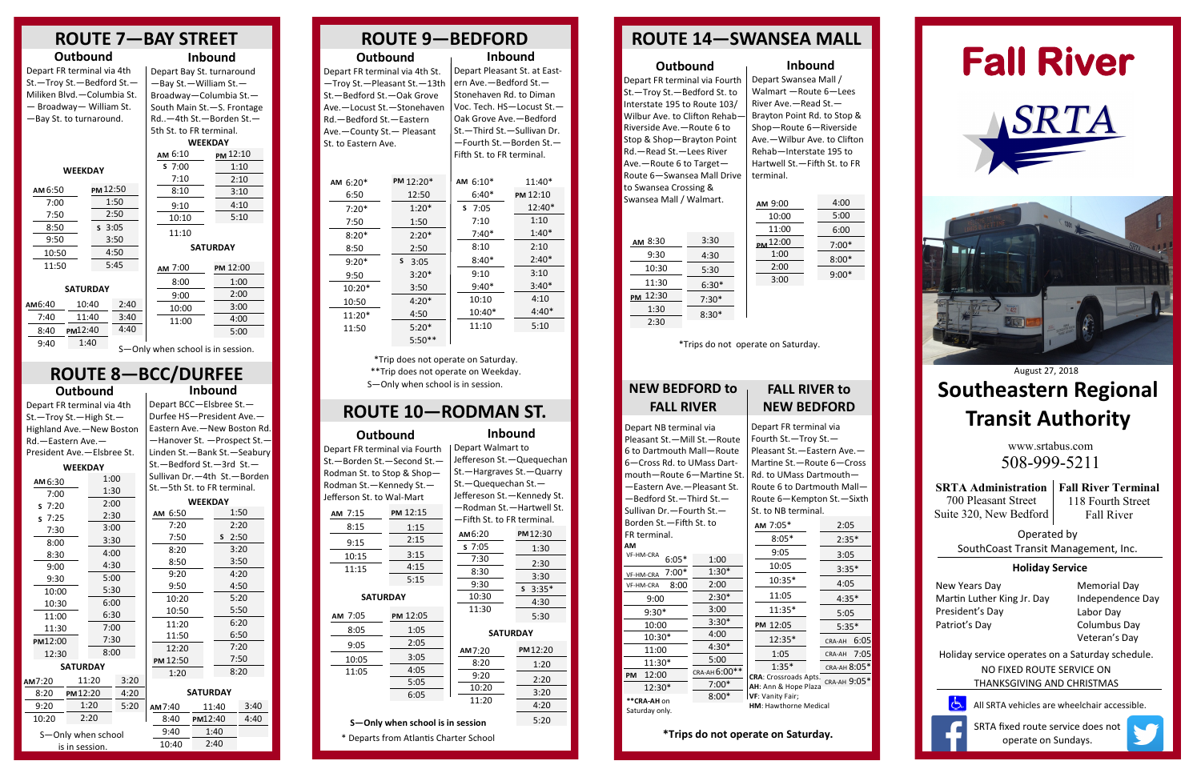## ROUTE 7—BAY STREET

### Outbound

Depart FR terminal via 4th St.—Troy St.—Bedford St.—Miliken Blvd.—Columbia St. — Broadway— William St. —Bay St. to turnaround.

**WEEKDAY**

| | |
|---|---|
| AM 6:50 | PM 12:50 |
| 7:00 | 1:50 |
| 7:50 | 2:50 |
| 8:50 | S 3:05 |
| 9:50 | 3:50 |
| 10:50 | 4:50 |
| 11:50 | 5:45 |

**SATURDAY**

| | | |
|---|---|---|
| AM 6:40 | 10:40 | 2:40 |
| 7:40 | 11:40 | 3:40 |
| 8:40 | PM 12:40 | 4:40 |
| 9:40 | 1:40 | |

### Inbound

Depart Bay St. turnaround —Bay St.—William St.—Broadway—Columbia St.—South Main St.—S. Frontage Rd..—4th St.—Borden St.—5th St. to FR terminal.

**WEEKDAY**

| | |
|---|---|
| AM 6:10 | PM 12:10 |
| S 7:00 | 1:10 |
| 7:10 | 2:10 |
| 8:10 | 3:10 |
| 9:10 | 4:10 |
| 10:10 | 5:10 |
| 11:10 | |

**SATURDAY**

| | |
|---|---|
| AM 7:00 | PM 12:00 |
| 8:00 | 1:00 |
| 9:00 | 2:00 |
| 10:00 | 3:00 |
| 11:00 | 4:00 |
| | 5:00 |

S—Only when school is in session.

## ROUTE 8—BCC/DURFEE

### Outbound

Depart FR terminal via 4th St.—Troy St.—High St.—Highland Ave.—New Boston Rd.—Eastern Ave.—President Ave.—Elsbree St.

**WEEKDAY**

| | |
|---|---|
| AM 6:30 | 1:00 |
| 7:00 | 1:30 |
| S 7:20 | 2:00 |
| S 7:25 | 2:30 |
| 7:30 | 3:00 |
| 8:00 | 3:30 |
| 8:30 | 4:00 |
| 9:00 | 4:30 |
| 9:30 | 5:00 |
| 10:00 | 5:30 |
| 10:30 | 6:00 |
| 11:00 | 6:30 |
| 11:30 | 7:00 |
| PM 12:00 | 7:30 |
| 12:30 | 8:00 |

**SATURDAY**

| | | |
|---|---|---|
| AM 7:20 | 11:20 | 3:20 |
| 8:20 | PM 12:20 | 4:20 |
| 9:20 | 1:20 | 5:20 |
| 10:20 | 2:20 | |

S—Only when school is in session.

### Inbound

Depart BCC—Elsbree St.—Durfee HS—President Ave.—Eastern Ave.—New Boston Rd. —Hanover St. —Prospect St.—Linden St.—Bank St.—Seabury St.—Bedford St.—3rd St.—Sullivan Dr.—4th St.—Borden St.—5th St. to FR terminal.

**WEEKDAY**

| | |
|---|---|
| AM 6:50 | 1:50 |
| 7:20 | 2:20 |
| 7:50 | S 2:50 |
| 8:20 | 3:20 |
| 8:50 | 3:50 |
| 9:20 | 4:20 |
| 9:50 | 4:50 |
| 10:20 | 5:20 |
| 10:50 | 5:50 |
| 11:20 | 6:20 |
| 11:50 | 6:50 |
| 12:20 | 7:20 |
| PM 12:50 | 7:50 |
| 1:20 | 8:20 |

**SATURDAY**

| | | |
|---|---|---|
| AM 7:40 | 11:40 | 3:40 |
| 8:40 | PM 12:40 | 4:40 |
| 9:40 | 1:40 | |
| 10:40 | 2:40 | |

## ROUTE 9—BEDFORD

### Outbound

Depart FR terminal via 4th St. —Troy St.—Pleasant St.—13th St.—Bedford St.—Oak Grove Ave.—Locust St.—Stonehaven Rd.—Bedford St.—Eastern Ave.—County St.— Pleasant St. to Eastern Ave.

| | |
|---|---|
| AM 6:20* | PM 12:20* |
| 6:50 | 12:50 |
| 7:20* | 1:20* |
| 7:50 | 1:50 |
| 8:20* | 2:20* |
| 8:50 | 2:50 |
| 9:20* | S 3:05 |
| 9:50 | 3:20* |
| 10:20* | 3:50 |
| 10:50 | 4:20* |
| 11:20* | 4:50 |
| 11:50 | 5:20* |
| | 5:50** |

### Inbound

Depart Pleasant St. at Eastern Ave.—Bedford St.—Stonehaven Rd. to Diman Voc. Tech. HS—Locust St.—Oak Grove Ave.—Bedford St.—Third St.—Sullivan Dr. —Fourth St.—Borden St.—Fifth St. to FR terminal.

| | |
|---|---|
| AM 6:10* | 11:40* |
| 6:40* | PM 12:10 |
| S 7:05 | 12:40* |
| 7:10 | 1:10 |
| 7:40* | 1:40* |
| 8:10 | 2:10 |
| 8:40* | 2:40* |
| 9:10 | 3:10 |
| 9:40* | 3:40* |
| 10:10 | 4:10 |
| 10:40* | 4:40* |
| 11:10 | 5:10 |

*Trip does not operate on Saturday.
**Trip does not operate on Weekday.
S—Only when school is in session.

## ROUTE 10—RODMAN ST.

### Outbound

Depart FR terminal via Fourth St.—Borden St.—Second St.—Rodman St. to Stop & Shop—Rodman St.—Kennedy St.—Jefferson St. to Wal-Mart

| | |
|---|---|
| AM 7:15 | PM 12:15 |
| 8:15 | 1:15 |
| 9:15 | 2:15 |
| 10:15 | 3:15 |
| 11:15 | 4:15 |
| | 5:15 |

**SATURDAY**

| | |
|---|---|
| AM 7:05 | PM 12:05 |
| 8:05 | 1:05 |
| 9:05 | 2:05 |
| 10:05 | 3:05 |
| 11:05 | 4:05 |
| | 5:05 |
| | 6:05 |

### Inbound

Depart Walmart to Jefferson St.—Quequechan St.—Hargraves St.—Quarry St.—Quequechan St.—Jefferson St.—Kennedy St. —Rodman St.—Hartwell St. —Fifth St. to FR terminal.

| | |
|---|---|
| AM 6:20 | PM 12:30 |
| S 7:05 | 1:30 |
| 7:30 | 2:30 |
| 8:30 | 3:30 |
| 9:30 | S 3:35* |
| 10:30 | 4:30 |
| 11:30 | 5:30 |

**SATURDAY**

| | |
|---|---|
| AM 7:20 | PM 12:20 |
| 8:20 | 1:20 |
| 9:20 | 2:20 |
| 10:20 | 3:20 |
| 11:20 | 4:20 |
| | 5:20 |

**S—Only when school is in session**
* Departs from Atlantis Charter School

## ROUTE 14—SWANSEA MALL

### Outbound

Depart FR terminal via Fourth St.—Troy St.—Bedford St. to Interstate 195 to Route 103/ Wilbur Ave. to Clifton Rehab—Riverside Ave.—Route 6 to Stop & Shop—Brayton Point Rd.—Read St.—Lees River Ave.—Route 6 to Target—Route 6—Swansea Mall Drive to Swansea Crossing & Swansea Mall / Walmart.

| | |
|---|---|
| AM 8:30 | 3:30 |
| 9:30 | 4:30 |
| 10:30 | 5:30 |
| 11:30 | 6:30* |
| PM 12:30 | 7:30* |
| 1:30 | 8:30* |
| 2:30 | |

### Inbound

Depart Swansea Mall / Walmart —Route 6—Lees River Ave.—Read St.—Brayton Point Rd. to Stop & Shop—Route 6—Riverside Ave.—Wilbur Ave. to Clifton Rehab—Interstate 195 to Hartwell St.—Fifth St. to FR terminal.

| | |
|---|---|
| AM 9:00 | 4:00 |
| 10:00 | 5:00 |
| 11:00 | 6:00 |
| PM 12:00 | 7:00* |
| 1:00 | 8:00* |
| 2:00 | 9:00* |
| 3:00 | |

*Trips do not operate on Saturday.

## NEW BEDFORD to FALL RIVER

Depart NB terminal via Pleasant St.—Mill St.—Route 6 to Dartmouth Mall—Route 6—Cross Rd. to UMass Dartmouth—Route 6—Martine St. —Eastern Ave.—Pleasant St. —Bedford St.—Third St.—Sullivan Dr.—Fourth St.—Borden St.—Fifth St. to FR terminal.

| | |
|---|---|
| AM VF-HM-CRA 6:05* | 1:00 |
| VF-HM-CRA 7:00* | 1:30* |
| VF-HM-CRA 8:00 | 2:00 |
| 9:00 | 2:30* |
| 9:30* | 3:00 |
| 10:00 | 3:30* |
| 10:30* | 4:00 |
| 11:00 | 4:30* |
| 11:30* | 5:00 |
| PM 12:00 | CRA-AH 6:00** |
| 12:30* | 7:00* |
| | 8:00* |

**CRA-AH on Saturday only.

## FALL RIVER to NEW BEDFORD

Depart FR terminal via Fourth St.—Troy St.—Pleasant St.—Eastern Ave.—Martine St.—Route 6—Cross Rd. to UMass Dartmouth—Route 6 to Dartmouth Mall—Route 6—Kempton St.—Sixth St. to NB terminal.

| | |
|---|---|
| AM 7:05* | 2:05 |
| 8:05* | 2:35* |
| 9:05 | 3:05 |
| 10:05 | 3:35* |
| 10:35* | 4:05 |
| 11:05 | 4:35* |
| 11:35* | 5:05 |
| PM 12:05 | 5:35* |
| 12:35* | CRA-AH 6:05 |
| 1:05 | CRA-AH 7:05 |
| 1:35* | CRA-AH 8:05* |
| | CRA-AH 9:05* |

**CRA**: Crossroads Apts.
**AH**: Ann & Hope Plaza
**VF**: Vanity Fair;
**HM**: Hawthorne Medical

**\*Trips do not operate on Saturday.**

# Fall River

## SRTA

August 27, 2018

# Southeastern Regional Transit Authority

www.srtabus.com
508-999-5211

**SRTA Administration**
700 Pleasant Street
Suite 320, New Bedford

**Fall River Terminal**
118 Fourth Street
Fall River

Operated by
SouthCoast Transit Management, Inc.

### Holiday Service

| | |
|---|---|
| New Years Day | Memorial Day |
| Martin Luther King Jr. Day | Independence Day |
| President's Day | Labor Day |
| Patriot's Day | Columbus Day |
| | Veteran's Day |

Holiday service operates on a Saturday schedule.

NO FIXED ROUTE SERVICE ON THANKSGIVING AND CHRISTMAS

All SRTA vehicles are wheelchair accessible.

SRTA fixed route service does not operate on Sundays.